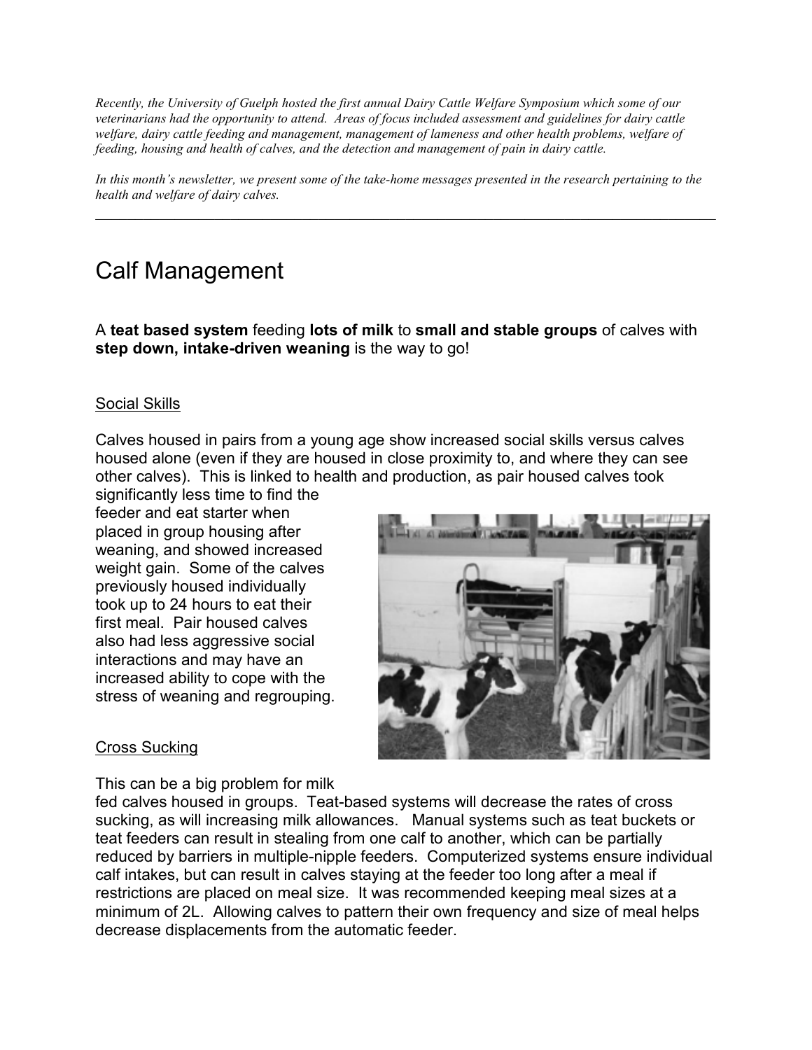*Recently, the University of Guelph hosted the first annual Dairy Cattle Welfare Symposium which some of our veterinarians had the opportunity to attend. Areas of focus included assessment and guidelines for dairy cattle welfare, dairy cattle feeding and management, management of lameness and other health problems, welfare of feeding, housing and health of calves, and the detection and management of pain in dairy cattle.*

*In this month's newsletter, we present some of the take-home messages presented in the research pertaining to the health and welfare of dairy calves.*

---

# Calf Management

A **teat based system** feeding **lots of milk** to **small and stable groups** of calves with **step down, intake-driven weaning** is the way to go!

## Social Skills

Calves housed in pairs from a young age show increased social skills versus calves housed alone (even if they are housed in close proximity to, and where they can see other calves). This is linked to health and production, as pair housed calves took significantly less time to find the feeder and eat starter when placed in group housing after weaning, and showed increased weight gain. Some of the calves previously housed individually took up to 24 hours to eat their first meal. Pair housed calves also had less aggressive social interactions and may have an increased ability to cope with the stress of weaning and regrouping.

## Cross Sucking

This can be a big problem for milk fed calves housed in groups. Teat-based systems will decrease the rates of cross sucking, as will increasing milk allowances. Manual systems such as teat buckets or teat feeders can result in stealing from one calf to another, which can be partially reduced by barriers in multiple-nipple feeders. Computerized systems ensure individual calf intakes, but can result in calves staying at the feeder too long after a meal if restrictions are placed on meal size. It was recommended keeping meal sizes at a minimum of 2L. Allowing calves to pattern their own frequency and size of meal helps decrease displacements from the automatic feeder.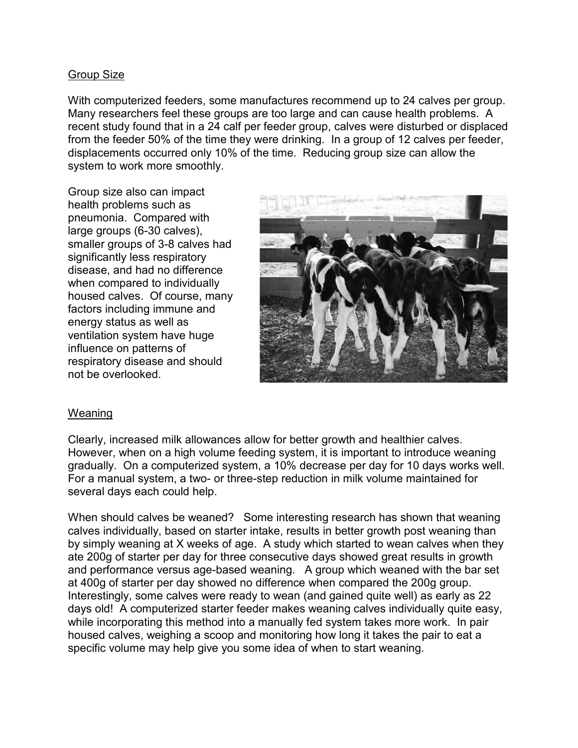## Group Size

With computerized feeders, some manufactures recommend up to 24 calves per group. Many researchers feel these groups are too large and can cause health problems. A recent study found that in a 24 calf per feeder group, calves were disturbed or displaced from the feeder 50% of the time they were drinking. In a group of 12 calves per feeder, displacements occurred only 10% of the time. Reducing group size can allow the system to work more smoothly.

Group size also can impact health problems such as pneumonia. Compared with large groups (6-30 calves), smaller groups of 3-8 calves had significantly less respiratory disease, and had no difference when compared to individually housed calves. Of course, many factors including immune and energy status as well as ventilation system have huge influence on patterns of respiratory disease and should not be overlooked.

## Weaning

Clearly, increased milk allowances allow for better growth and healthier calves. However, when on a high volume feeding system, it is important to introduce weaning gradually. On a computerized system, a 10% decrease per day for 10 days works well. For a manual system, a two- or three-step reduction in milk volume maintained for several days each could help.

When should calves be weaned? Some interesting research has shown that weaning calves individually, based on starter intake, results in better growth post weaning than by simply weaning at X weeks of age. A study which started to wean calves when they ate 200g of starter per day for three consecutive days showed great results in growth and performance versus age-based weaning. A group which weaned with the bar set at 400g of starter per day showed no difference when compared the 200g group. Interestingly, some calves were ready to wean (and gained quite well) as early as 22 days old! A computerized starter feeder makes weaning calves individually quite easy, while incorporating this method into a manually fed system takes more work. In pair housed calves, weighing a scoop and monitoring how long it takes the pair to eat a specific volume may help give you some idea of when to start weaning.